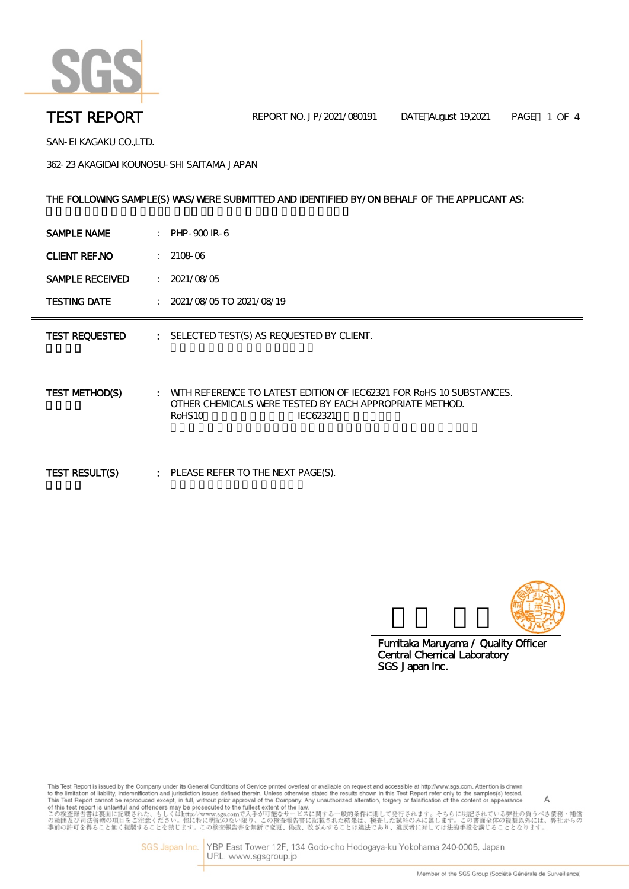# TEST REPORT

REPORT NO. JP/2021/080191 DATE August 19,2021

SAN-EI KAGAKU CO.,LTD.

362-23 AKAGIDAI KOUNOSU-SHI SAITAMA JAPAN

THE FOLLOWING SAMPLE(S) WAS/WERE SUBMITTED AND IDENTIFIED BY/ON BEHALF OF THE APPLICANT AS:

| | | |
|---|---|---|
| SAMPLE NAME | : | PHP-900 IR-6 |
| CLIENT REF.NO | : | 2108-06 |
| SAMPLE RECEIVED | : | 2021/08/05 |
| TESTING DATE | : | 2021/08/05 TO 2021/08/19 |

TEST REQUESTED : SELECTED TEST(S) AS REQUESTED BY CLIENT.

TEST METHOD(S) : WITH REFERENCE TO LATEST EDITION OF IEC62321 FOR RoHS 10 SUBSTANCES. OTHER CHEMICALS WERE TESTED BY EACH APPROPRIATE METHOD.
RoHS10 IEC62321

TEST RESULT(S) : PLEASE REFER TO THE NEXT PAGE(S).

Fumitaka Maruyama / Quality Officer
Central Chemical Laboratory
SGS Japan Inc.

This Test Report is issued by the Company under its General Conditions of Service printed overleaf or available on request and accessible at http://www.sgs.com. Attention is drawn to the limitation of liability, indemnification and jurisdiction issues defined therein. Unless otherwise stated the results shown in this Test Report refer only to the samples(s) tested. This Test Report cannot be reproduced except, in full, without prior approval of the Company. Any unauthorized alteration, forgery or falsification of the content or appearance of this test report is unlawful and offenders may be prosecuted to the fullest extent of the law.
この検査報告書は裏面に記載された、もしくはhttp://www.sgs.comで入手が可能なサービスに関する一般的条件に則して発行されます。そちらに明記されている弊社の負うべき債務・補償の範囲及び司法管轄の項目をご注意ください。他に特に明記のない限り、この検査報告書に記載された結果は、検査した試料のみに属します。この書面全体の複製以外には、弊社からの事前の許可を得ること無く複製することを禁じます。この検査報告書を無断で変更、偽造、改ざんすることは違法であり、違反者に対しては法的手段を講じることとなります。

SGS Japan Inc. YBP East Tower 12F, 134 Godo-cho Hodogaya-ku Yokohama 240-0005, Japan URL: www.sgsgroup.jp

Member of the SGS Group (Société Générale de Surveillance)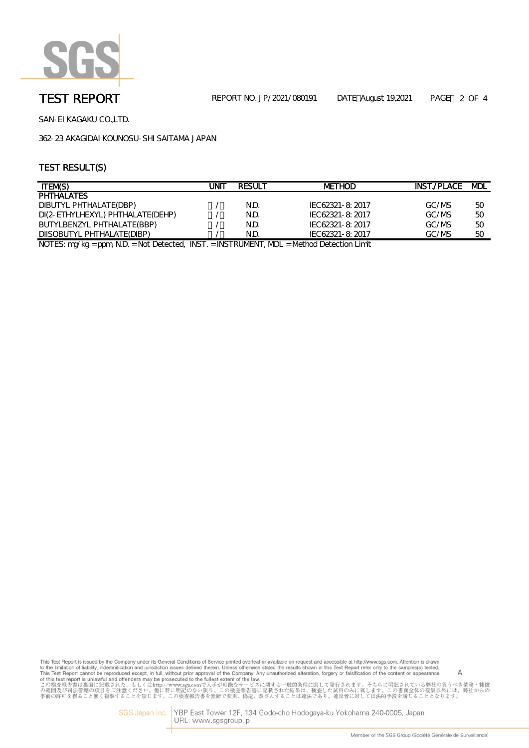# TEST REPORT

REPORT NO. JP/2021/080191 DATE：August 19,2021

SAN-EI KAGAKU CO.,LTD.

362-23 AKAGIDAI KOUNOSU-SHI SAITAMA JAPAN

## TEST RESULT(S)

| ITEM(S) | UNIT | RESULT | METHOD | INST./PLACE | MDL |
|---|---|---|---|---|---|
| PHTHALATES | | | | | |
| DIBUTYL PHTHALATE(DBP) | ／ | N.D. | IEC62321-8:2017 | GC/MS | 50 |
| DI(2-ETHYLHEXYL) PHTHALATE(DEHP) | ／ | N.D. | IEC62321-8:2017 | GC/MS | 50 |
| BUTYLBENZYL PHTHALATE(BBP) | ／ | N.D. | IEC62321-8:2017 | GC/MS | 50 |
| DIISOBUTYL PHTHALATE(DIBP) | ／ | N.D. | IEC62321-8:2017 | GC/MS | 50 |

NOTES: mg/kg = ppm, N.D. = Not Detected, INST. = INSTRUMENT, MDL = Method Detection Limit

This Test Report is issued by the Company under its General Conditions of Service printed overleaf or available on request and accessible at http://www.sgs.com. Attention is drawn to the limitation of liability, indemnification and jurisdiction issues defined therein. Unless otherwise stated the results shown in this Test Report refer only to the samples(s) tested. This Test Report cannot be reproduced except, in full, without prior approval of the Company. Any unauthorized alteration, forgery or falsification of the content or appearance of this test report is unlawful and offenders may be prosecuted to the fullest extent of the law.
この検査報告書は裏面に記載された、もしくはhttp://www.sgs.comで入手が可能なサービスに関する一般的条件に則して発行されます。そちらに明記されている弊社の負うべき債務・補償の範囲及び司法管轄の項目をご注意ください。他に特に明記のない限り、この検査報告書に記載された結果は、検査した試料のみに属します。この書面全体の複製以外には、弊社からの事前の許可を得ること無く複製することを禁じます。この検査報告書を無断で変更、偽造、改ざんすることは違法であり、違反者に対しては法的手段を講じることとなります。

A

SGS Japan Inc. YBP East Tower 12F, 134 Godo-cho Hodogaya-ku Yokohama 240-0005, Japan
URL: www.sgsgroup.jp

Member of the SGS Group (Société Générale de Surveillance)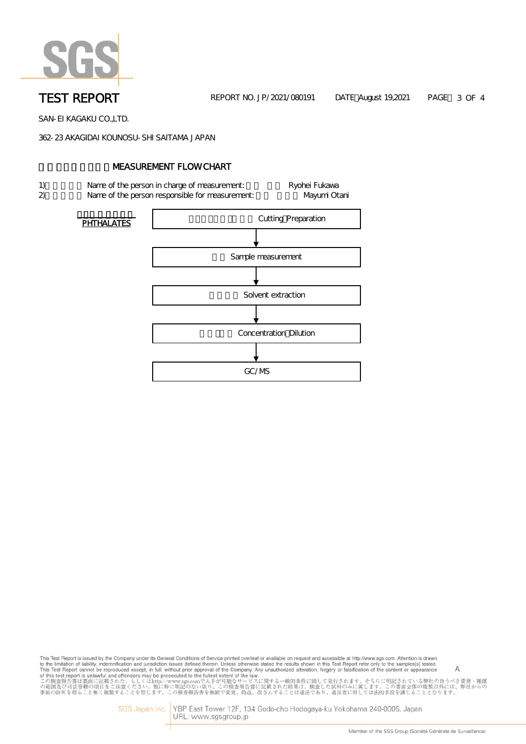# TEST REPORT

REPORT NO. JP/2021/080191  DATE：August 19,2021

SAN-EI KAGAKU CO.,LTD.

362-23 AKAGIDAI KOUNOSU-SHI SAITAMA JAPAN

## MEASUREMENT FLOWCHART

1) Name of the person in charge of measurement: Ryohei Fukawa
2) Name of the person responsible for measurement: Mayumi Otani

**PHTHALATES**

Cutting・Preparation

↓

Sample measurement

↓

Solvent extraction

↓

Concentration・Dilution

↓

GC/MS

This Test Report is issued by the Company under its General Conditions of Service printed overleaf or available on request and accessible at http://www.sgs.com. Attention is drawn to the limitation of liability, indemnification and jurisdiction issues defined therein. Unless otherwise stated the results shown in this Test Report refer only to the samples(s) tested. This Test Report cannot be reproduced except, in full, without prior approval of the Company. Any unauthorized alteration, forgery or falsification of the content or appearance of this test report is unlawful and offenders may be prosecuted to the fullest extent of the law.

この検査報告書は裏面に記載された、もしくはhttp://www.sgs.comで入手が可能なサービスに関する一般的条件に則して発行されます。そちらに明記されている弊社の負うべき債務・補償の範囲及び司法管轄の項目をご注意ください。他に特に明記のない限り、この検査報告書に記載された結果は、検査した試料のみに属します。この書面全体の複製以外には、弊社からの事前の許可を得ること無く複製することを禁じます。この検査報告書を無断で変更、偽造、改ざんすることは違法であり、違反者に対しては法的手段を講じることとなります。

SGS Japan Inc. YBP East Tower 12F, 134 Godo-cho Hodogaya-ku Yokohama 240-0005, Japan
URL: www.sgsgroup.jp

Member of the SGS Group (Société Générale de Surveillance)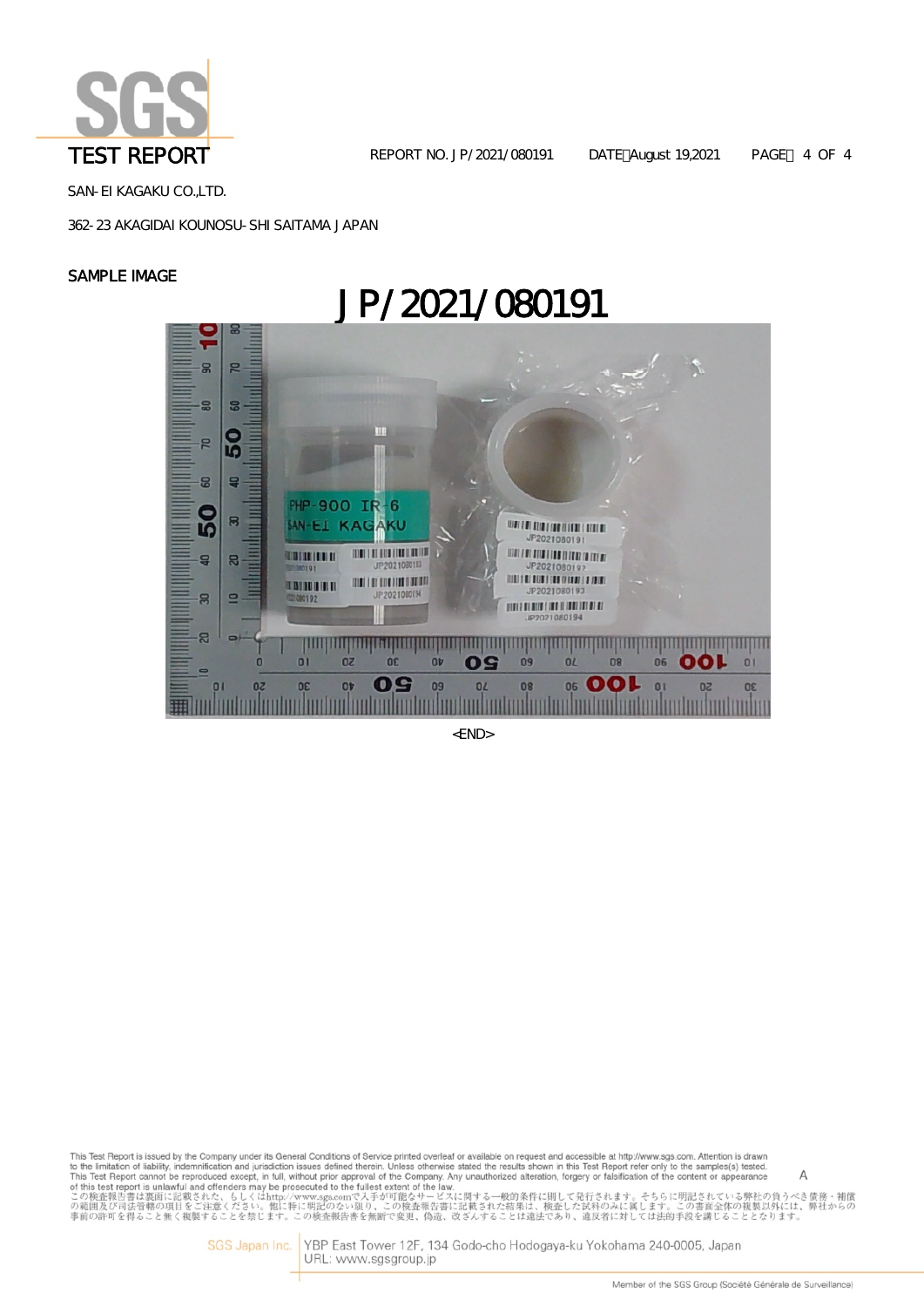TEST REPORT

REPORT NO. JP/2021/080191 DATE：August 19,2021

SAN-EI KAGAKU CO.,LTD.

362-23 AKAGIDAI KOUNOSU-SHI SAITAMA JAPAN

## SAMPLE IMAGE

JP/2021/080191

<END>

This Test Report is issued by the Company under its General Conditions of Service printed overleaf or available on request and accessible at http://www.sgs.com. Attention is drawn to the limitation of liability, indemnification and jurisdiction issues defined therein. Unless otherwise stated the results shown in this Test Report refer only to the samples(s) tested. This Test Report cannot be reproduced except, in full, without prior approval of the Company. Any unauthorized alteration, forgery or falsification of the content or appearance of this test report is unlawful and offenders may be prosecuted to the fullest extent of the law.
この検査報告書は裏面に記載された、もしくはhttp://www.sgs.comで入手が可能なサービスに関する一般的条件に則して発行されます。そちらに明記されている弊社の負うべき責務・補償の範囲及び司法管轄の項目をご注意ください。他に特に明記のない限り、この検査報告書に記載された結果は、検査した試料のみに属します。この書面全体の複製以外には、弊社からの事前の許可を得ること無く複製することを禁じます。この検査報告書を無断で変更、偽造、改ざんすることは違法であり、違反者に対しては法的手段を講じることとなります。

SGS Japan Inc. YBP East Tower 12F, 134 Godo-cho Hodogaya-ku Yokohama 240-0005, Japan
URL: www.sgsgroup.jp

Member of the SGS Group (Société Générale de Surveillance)